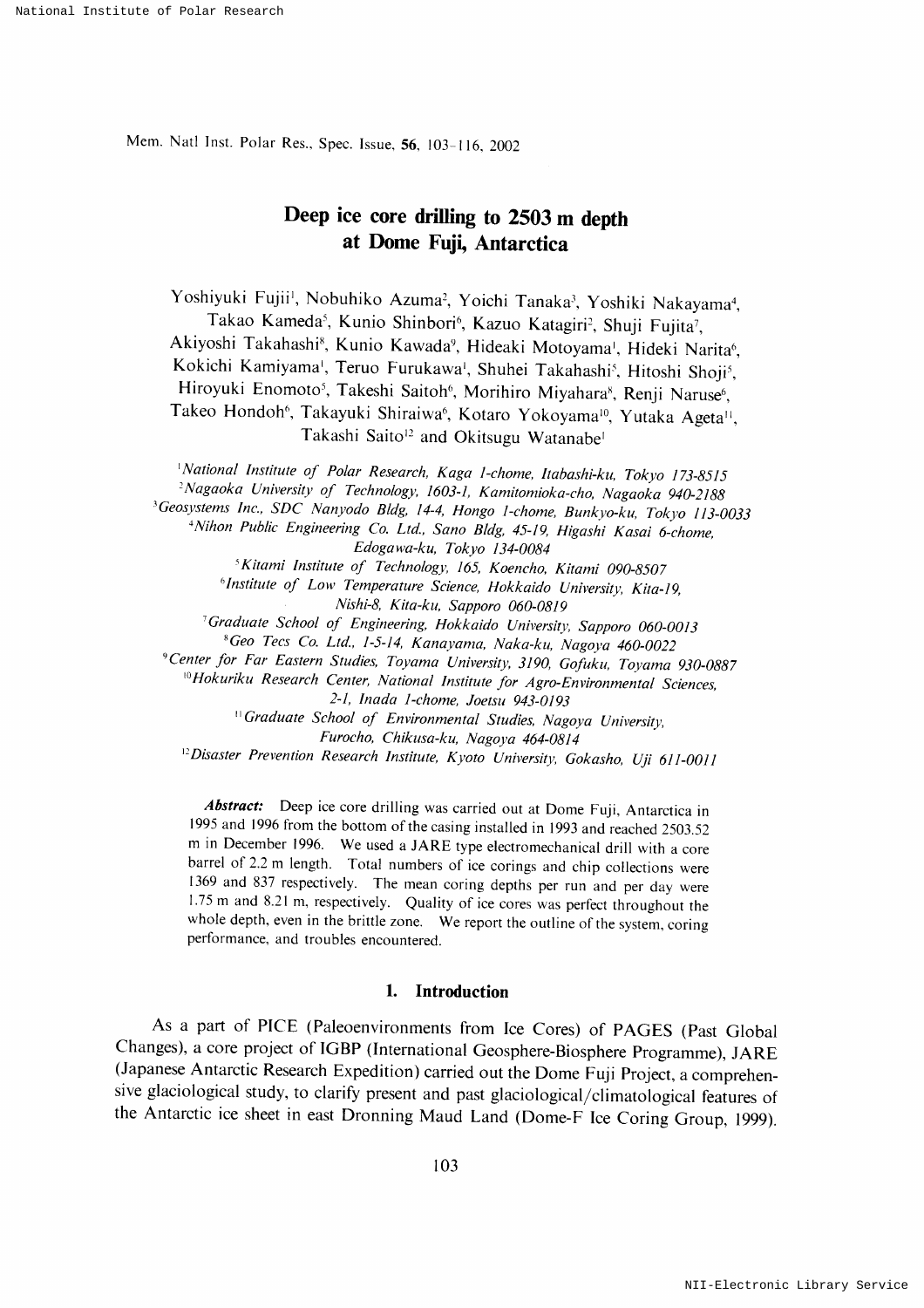# Deep ice core drilling to 2503 m depth at Dome Fuji, Antarctica

Yoshiyuki Fujii[1], Nobuhiko Azuma[2], Yoichi Tanaka[3], Yoshiki Nakayama[4], Takao Kameda[5], Kunio Shinbori[6], Kazuo Katagiri[2], Shuji Fujita[7], Akiyoshi Takahashi[8], Kunio Kawada[9], Hideaki Motoyama[1], Hideki Narita[6], Kokichi Kamiyama[1], Teruo Furukawa[1], Shuhei Takahashi[5], Hitoshi Shoji[5], Hiroyuki Enomoto[5], Takeshi Saitoh[6], Morihiro Miyahara[8], Renji Naruse[6], Takeo Hondoh[6], Takayuki Shiraiwa[6], Kotaro Yokoyama[10], Yutaka Ageta[11], Takashi Saito[12] and Okitsugu Watanabe[1]

[1]*National Institute of Polar Research, Kaga 1-chome, Itabashi-ku, Tokyo 173-8515*
[2]*Nagaoka University of Technology, 1603-1, Kamitomioka-cho, Nagaoka 940-2188*
[3]*Geosystems Inc., SDC Nanyodo Bldg, 14-4, Hongo 1-chome, Bunkyo-ku, Tokyo 113-0033*
[4]*Nihon Public Engineering Co. Ltd., Sano Bldg, 45-19, Higashi Kasai 6-chome, Edogawa-ku, Tokyo 134-0084*
[5]*Kitami Institute of Technology, 165, Koencho, Kitami 090-8507*
[6]*Institute of Low Temperature Science, Hokkaido University, Kita-19, Nishi-8, Kita-ku, Sapporo 060-0819*
[7]*Graduate School of Engineering, Hokkaido University, Sapporo 060-0013*
[8]*Geo Tecs Co. Ltd., 1-5-14, Kanayama, Naka-ku, Nagoya 460-0022*
[9]*Center for Far Eastern Studies, Toyama University, 3190, Gofuku, Toyama 930-0887*
[10]*Hokuriku Research Center, National Institute for Agro-Environmental Sciences, 2-1, Inada 1-chome, Joetsu 943-0193*
[11]*Graduate School of Environmental Studies, Nagoya University, Furocho, Chikusa-ku, Nagoya 464-0814*
[12]*Disaster Prevention Research Institute, Kyoto University, Gokasho, Uji 611-0011*

***Abstract:*** Deep ice core drilling was carried out at Dome Fuji, Antarctica in 1995 and 1996 from the bottom of the casing installed in 1993 and reached 2503.52 m in December 1996. We used a JARE type electromechanical drill with a core barrel of 2.2 m length. Total numbers of ice corings and chip collections were 1369 and 837 respectively. The mean coring depths per run and per day were 1.75 m and 8.21 m, respectively. Quality of ice cores was perfect throughout the whole depth, even in the brittle zone. We report the outline of the system, coring performance, and troubles encountered.

## 1. Introduction

As a part of PICE (Paleoenvironments from Ice Cores) of PAGES (Past Global Changes), a core project of IGBP (International Geosphere-Biosphere Programme), JARE (Japanese Antarctic Research Expedition) carried out the Dome Fuji Project, a comprehensive glaciological study, to clarify present and past glaciological/climatological features of the Antarctic ice sheet in east Dronning Maud Land (Dome-F Ice Coring Group, 1999).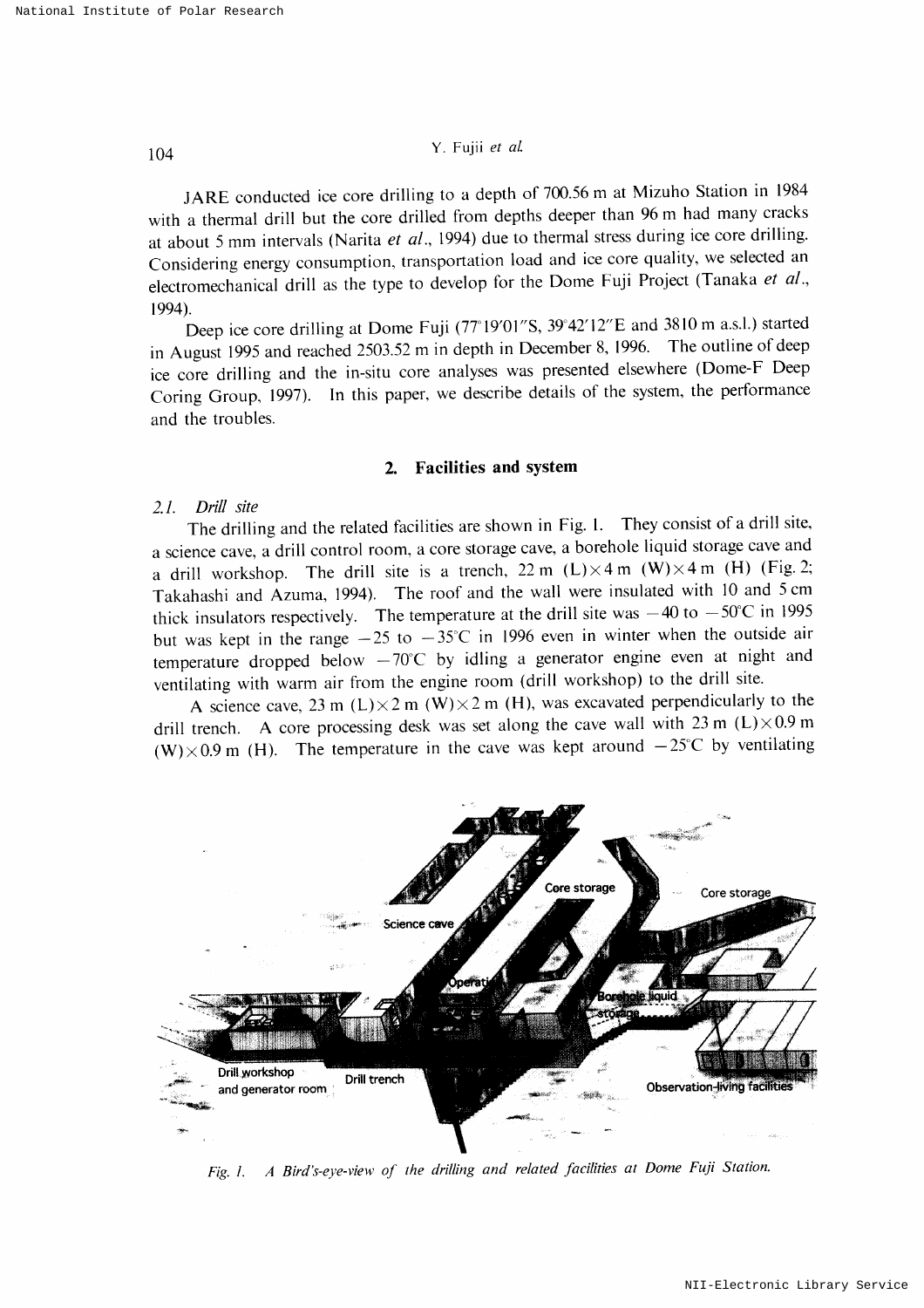JARE conducted ice core drilling to a depth of 700.56 m at Mizuho Station in 1984 with a thermal drill but the core drilled from depths deeper than 96 m had many cracks at about 5 mm intervals (Narita *et al.*, 1994) due to thermal stress during ice core drilling. Considering energy consumption, transportation load and ice core quality, we selected an electromechanical drill as the type to develop for the Dome Fuji Project (Tanaka *et al.*, 1994).

Deep ice core drilling at Dome Fuji (77°19′01″S, 39°42′12″E and 3810 m a.s.l.) started in August 1995 and reached 2503.52 m in depth in December 8, 1996. The outline of deep ice core drilling and the in-situ core analyses was presented elsewhere (Dome-F Deep Coring Group, 1997). In this paper, we describe details of the system, the performance and the troubles.

## 2. Facilities and system

### 2.1. Drill site

The drilling and the related facilities are shown in Fig. 1. They consist of a drill site, a science cave, a drill control room, a core storage cave, a borehole liquid storage cave and a drill workshop. The drill site is a trench, 22 m (L)×4 m (W)×4 m (H) (Fig. 2; Takahashi and Azuma, 1994). The roof and the wall were insulated with 10 and 5 cm thick insulators respectively. The temperature at the drill site was −40 to −50°C in 1995 but was kept in the range −25 to −35°C in 1996 even in winter when the outside air temperature dropped below −70°C by idling a generator engine even at night and ventilating with warm air from the engine room (drill workshop) to the drill site.

A science cave, 23 m (L)×2 m (W)×2 m (H), was excavated perpendicularly to the drill trench. A core processing desk was set along the cave wall with 23 m (L)×0.9 m (W)×0.9 m (H). The temperature in the cave was kept around −25°C by ventilating

*Fig. 1. A Bird's-eye-view of the drilling and related facilities at Dome Fuji Station.*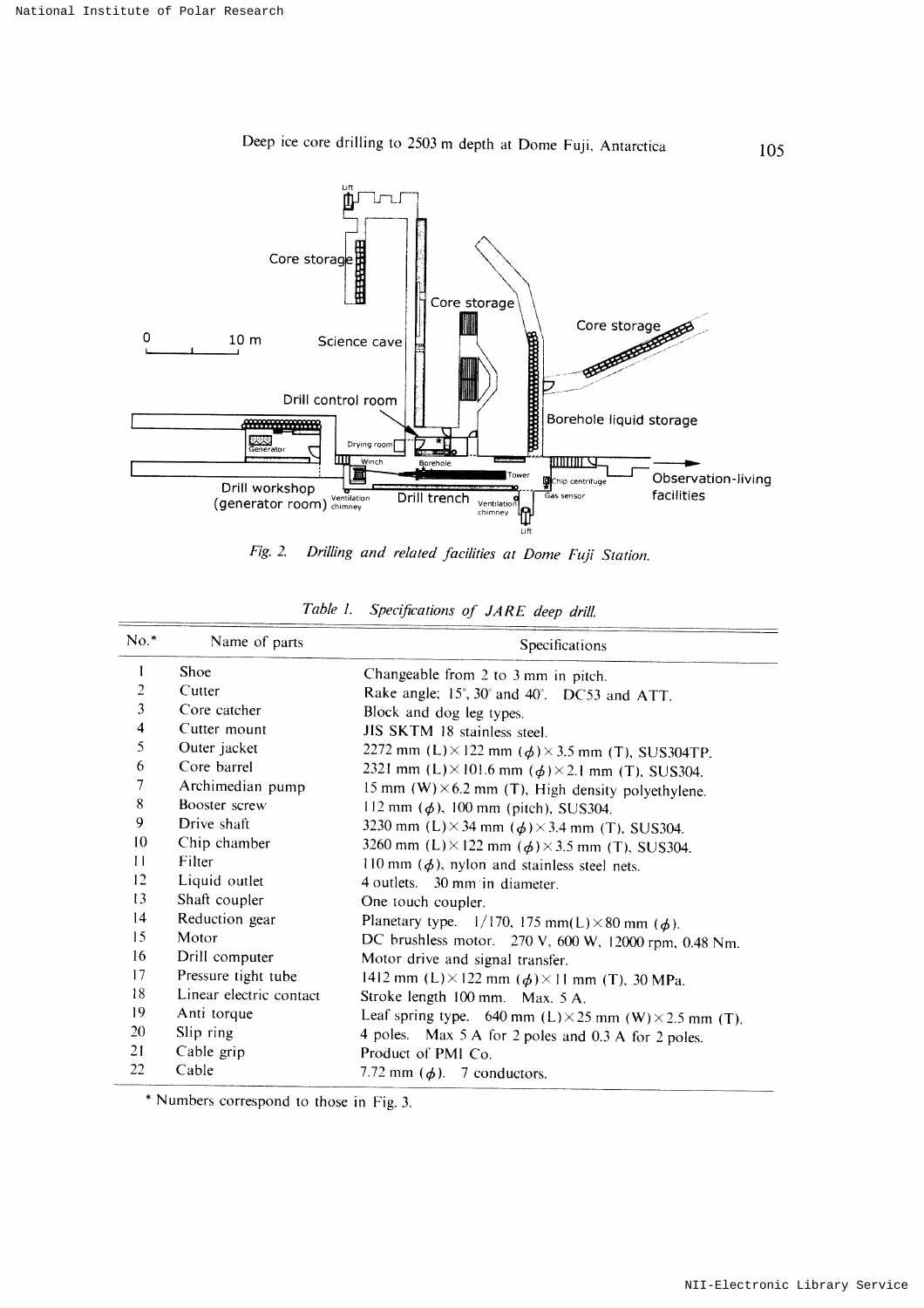Fig. 2. Drilling and related facilities at Dome Fuji Station.

Table 1. Specifications of JARE deep drill.

| No.* | Name of parts | Specifications |
|---|---|---|
| 1 | Shoe | Changeable from 2 to 3 mm in pitch. |
| 2 | Cutter | Rake angle; 15°, 30° and 40°. DC53 and ATT. |
| 3 | Core catcher | Block and dog leg types. |
| 4 | Cutter mount | JIS SKTM 18 stainless steel. |
| 5 | Outer jacket | 2272 mm (L) × 122 mm ($\phi$) × 3.5 mm (T), SUS304TP. |
| 6 | Core barrel | 2321 mm (L) × 101.6 mm ($\phi$) × 2.1 mm (T), SUS304. |
| 7 | Archimedian pump | 15 mm (W) × 6.2 mm (T), High density polyethylene. |
| 8 | Booster screw | 112 mm ($\phi$), 100 mm (pitch), SUS304. |
| 9 | Drive shaft | 3230 mm (L) × 34 mm ($\phi$) × 3.4 mm (T), SUS304. |
| 10 | Chip chamber | 3260 mm (L) × 122 mm ($\phi$) × 3.5 mm (T), SUS304. |
| 11 | Filter | 110 mm ($\phi$), nylon and stainless steel nets. |
| 12 | Liquid outlet | 4 outlets. 30 mm in diameter. |
| 13 | Shaft coupler | One touch coupler. |
| 14 | Reduction gear | Planetary type. 1/170, 175 mm(L) × 80 mm ($\phi$). |
| 15 | Motor | DC brushless motor. 270 V, 600 W, 12000 rpm, 0.48 Nm. |
| 16 | Drill computer | Motor drive and signal transfer. |
| 17 | Pressure tight tube | 1412 mm (L) × 122 mm ($\phi$) × 11 mm (T), 30 MPa. |
| 18 | Linear electric contact | Stroke length 100 mm. Max. 5 A. |
| 19 | Anti torque | Leaf spring type. 640 mm (L) × 25 mm (W) × 2.5 mm (T). |
| 20 | Slip ring | 4 poles. Max 5 A for 2 poles and 0.3 A for 2 poles. |
| 21 | Cable grip | Product of PMI Co. |
| 22 | Cable | 7.72 mm ($\phi$). 7 conductors. |

\* Numbers correspond to those in Fig. 3.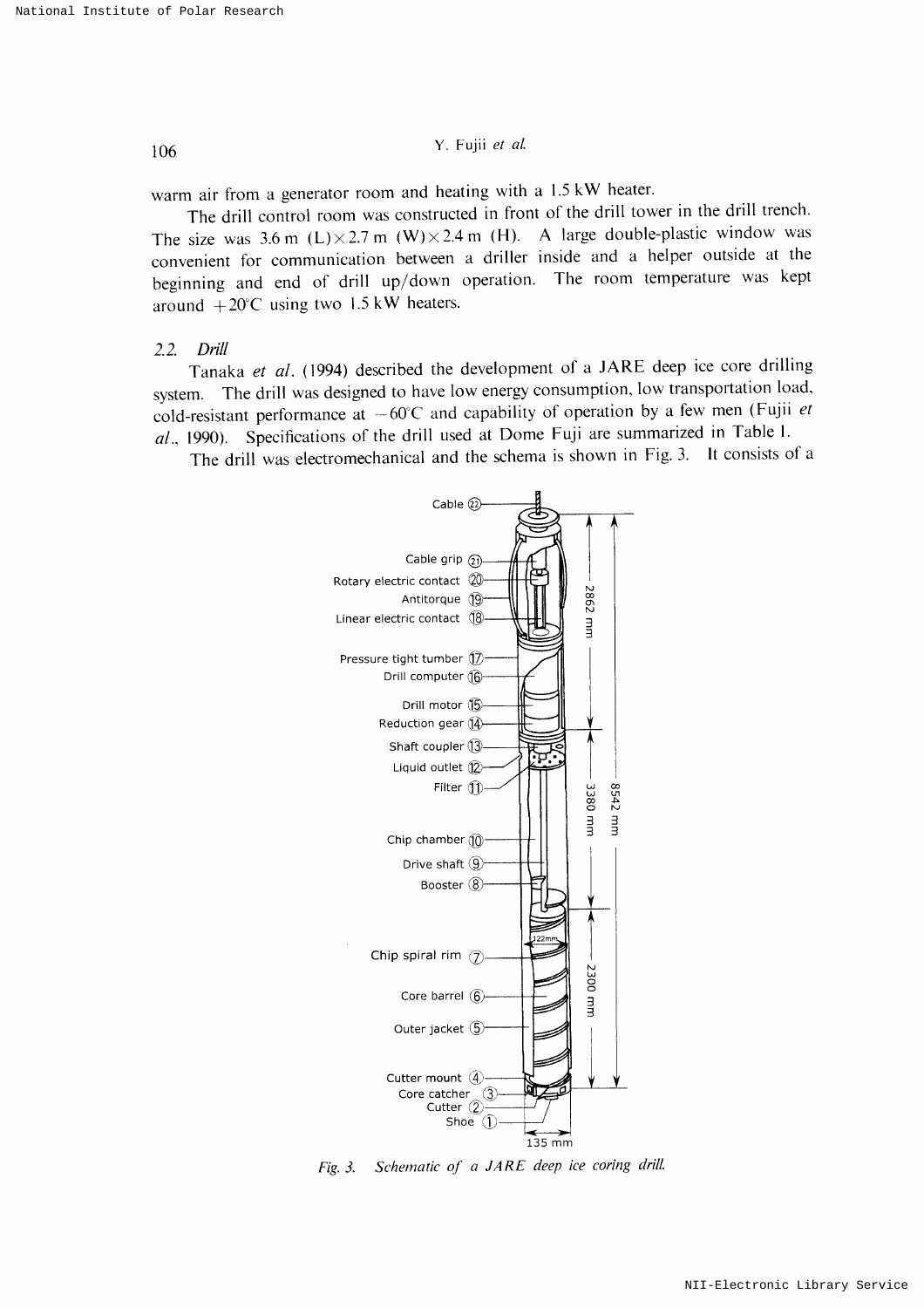warm air from a generator room and heating with a 1.5 kW heater.

The drill control room was constructed in front of the drill tower in the drill trench. The size was 3.6 m (L) × 2.7 m (W) × 2.4 m (H). A large double-plastic window was convenient for communication between a driller inside and a helper outside at the beginning and end of drill up/down operation. The room temperature was kept around +20°C using two 1.5 kW heaters.

### 2.2. *Drill*

Tanaka *et al*. (1994) described the development of a JARE deep ice core drilling system. The drill was designed to have low energy consumption, low transportation load, cold-resistant performance at −60°C and capability of operation by a few men (Fujii *et al*., 1990). Specifications of the drill used at Dome Fuji are summarized in Table 1.

The drill was electromechanical and the schema is shown in Fig. 3. It consists of a

*Fig. 3. Schematic of a JARE deep ice coring drill.*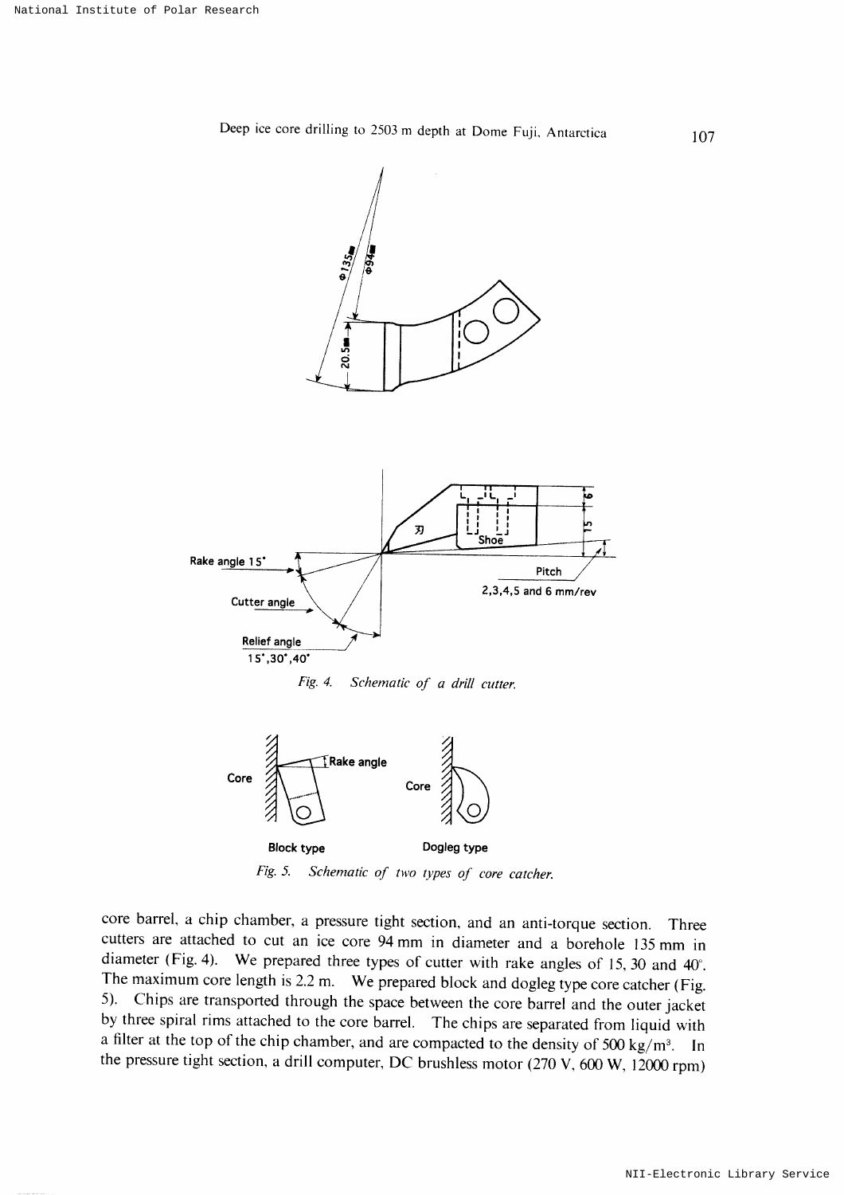*Fig. 4. Schematic of a drill cutter.*

*Fig. 5. Schematic of two types of core catcher.*

core barrel, a chip chamber, a pressure tight section, and an anti-torque section. Three cutters are attached to cut an ice core 94 mm in diameter and a borehole 135 mm in diameter (Fig. 4). We prepared three types of cutter with rake angles of 15, 30 and 40°. The maximum core length is 2.2 m. We prepared block and dogleg type core catcher (Fig. 5). Chips are transported through the space between the core barrel and the outer jacket by three spiral rims attached to the core barrel. The chips are separated from liquid with a filter at the top of the chip chamber, and are compacted to the density of 500 kg/m$^3$. In the pressure tight section, a drill computer, DC brushless motor (270 V, 600 W, 12000 rpm)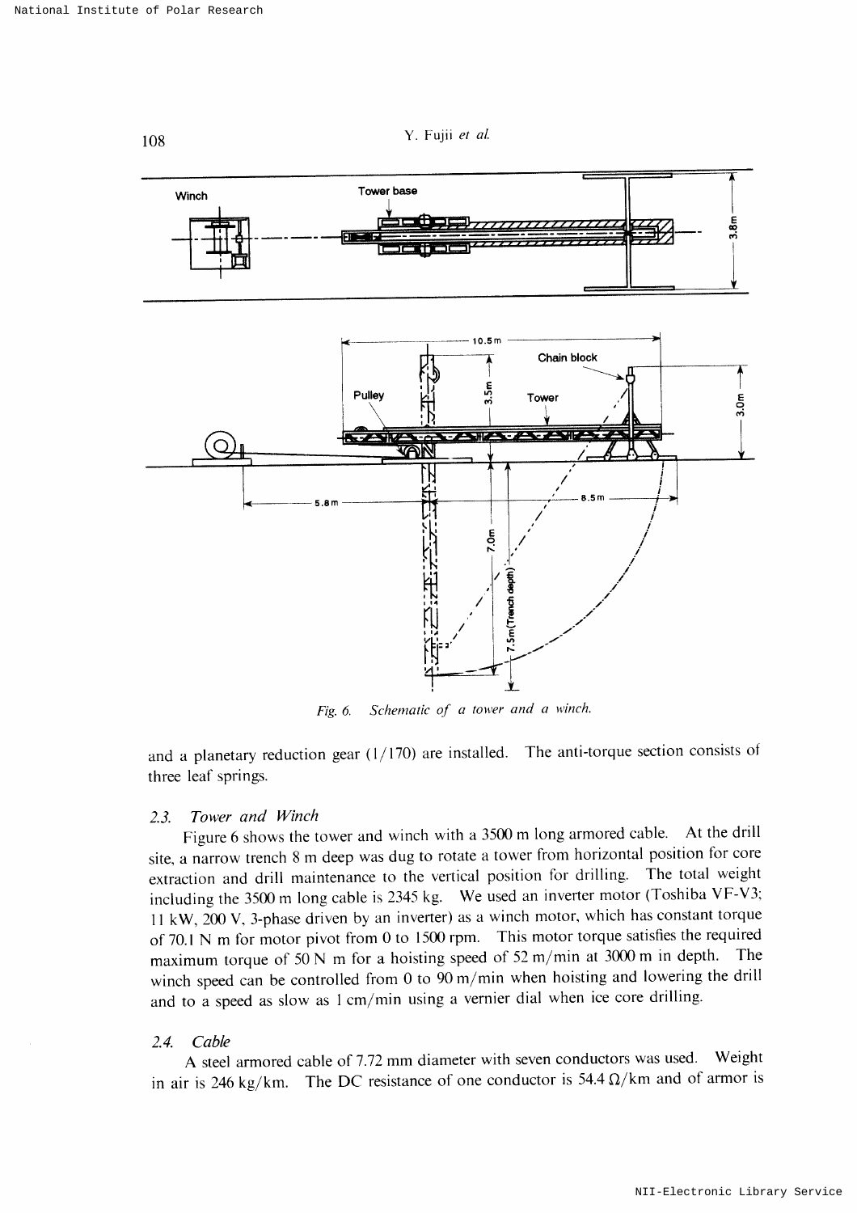Fig. 6. Schematic of a tower and a winch.

and a planetary reduction gear (1/170) are installed. The anti-torque section consists of three leaf springs.

### 2.3. Tower and Winch

Figure 6 shows the tower and winch with a 3500 m long armored cable. At the drill site, a narrow trench 8 m deep was dug to rotate a tower from horizontal position for core extraction and drill maintenance to the vertical position for drilling. The total weight including the 3500 m long cable is 2345 kg. We used an inverter motor (Toshiba VF-V3; 11 kW, 200 V, 3-phase driven by an inverter) as a winch motor, which has constant torque of 70.1 N m for motor pivot from 0 to 1500 rpm. This motor torque satisfies the required maximum torque of 50 N m for a hoisting speed of 52 m/min at 3000 m in depth. The winch speed can be controlled from 0 to 90 m/min when hoisting and lowering the drill and to a speed as slow as 1 cm/min using a vernier dial when ice core drilling.

### 2.4. Cable

A steel armored cable of 7.72 mm diameter with seven conductors was used. Weight in air is 246 kg/km. The DC resistance of one conductor is 54.4 Ω/km and of armor is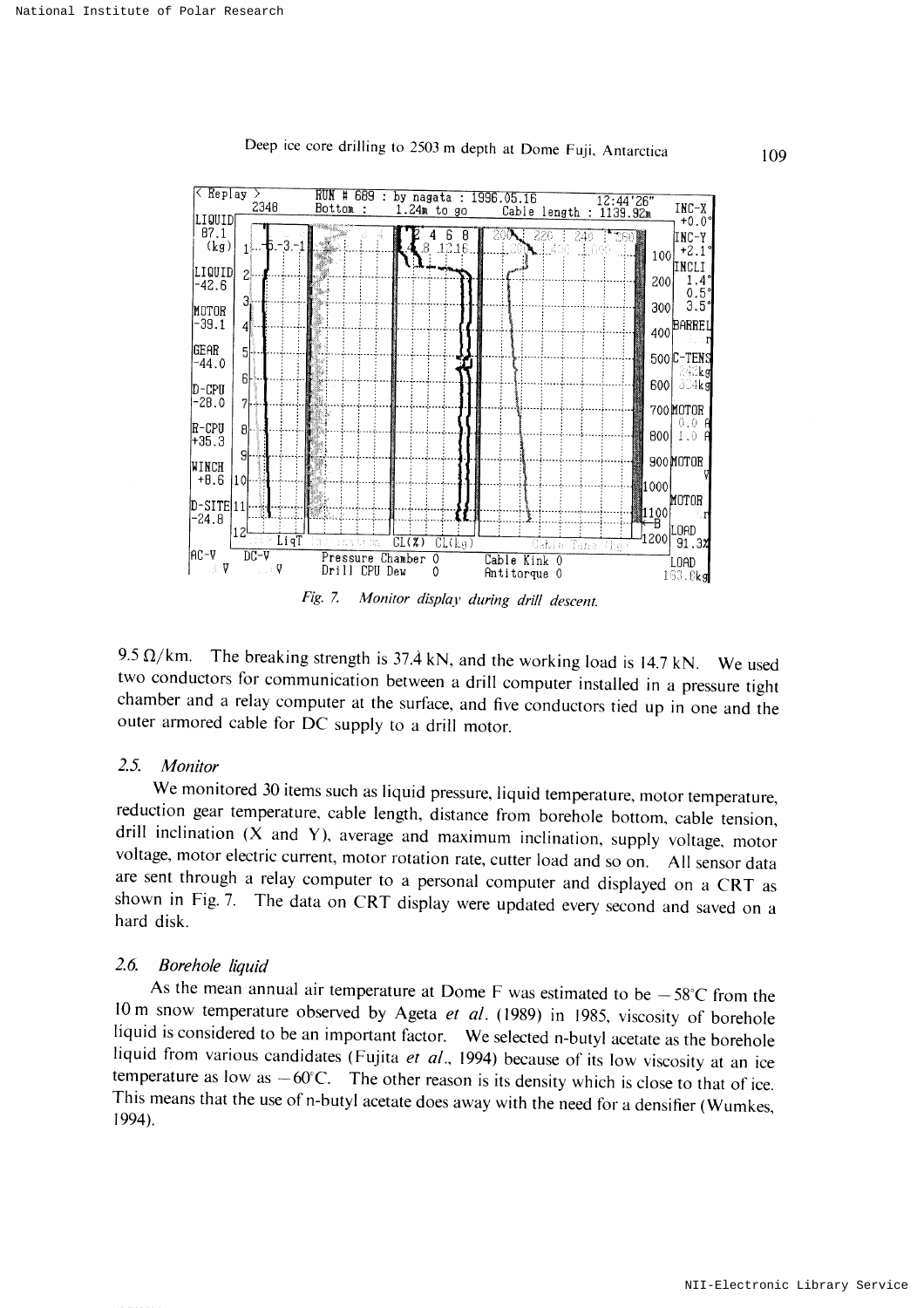*Fig. 7. Monitor display during drill descent.*

9.5 Ω/km. The breaking strength is 37.4 kN, and the working load is 14.7 kN. We used two conductors for communication between a drill computer installed in a pressure tight chamber and a relay computer at the surface, and five conductors tied up in one and the outer armored cable for DC supply to a drill motor.

### 2.5. Monitor

We monitored 30 items such as liquid pressure, liquid temperature, motor temperature, reduction gear temperature, cable length, distance from borehole bottom, cable tension, drill inclination (X and Y), average and maximum inclination, supply voltage, motor voltage, motor electric current, motor rotation rate, cutter load and so on. All sensor data are sent through a relay computer to a personal computer and displayed on a CRT as shown in Fig. 7. The data on CRT display were updated every second and saved on a hard disk.

### 2.6. Borehole liquid

As the mean annual air temperature at Dome F was estimated to be $-58$°C from the 10 m snow temperature observed by Ageta *et al.* (1989) in 1985, viscosity of borehole liquid is considered to be an important factor. We selected n-butyl acetate as the borehole liquid from various candidates (Fujita *et al.*, 1994) because of its low viscosity at an ice temperature as low as $-60$°C. The other reason is its density which is close to that of ice. This means that the use of n-butyl acetate does away with the need for a densifier (Wumkes, 1994).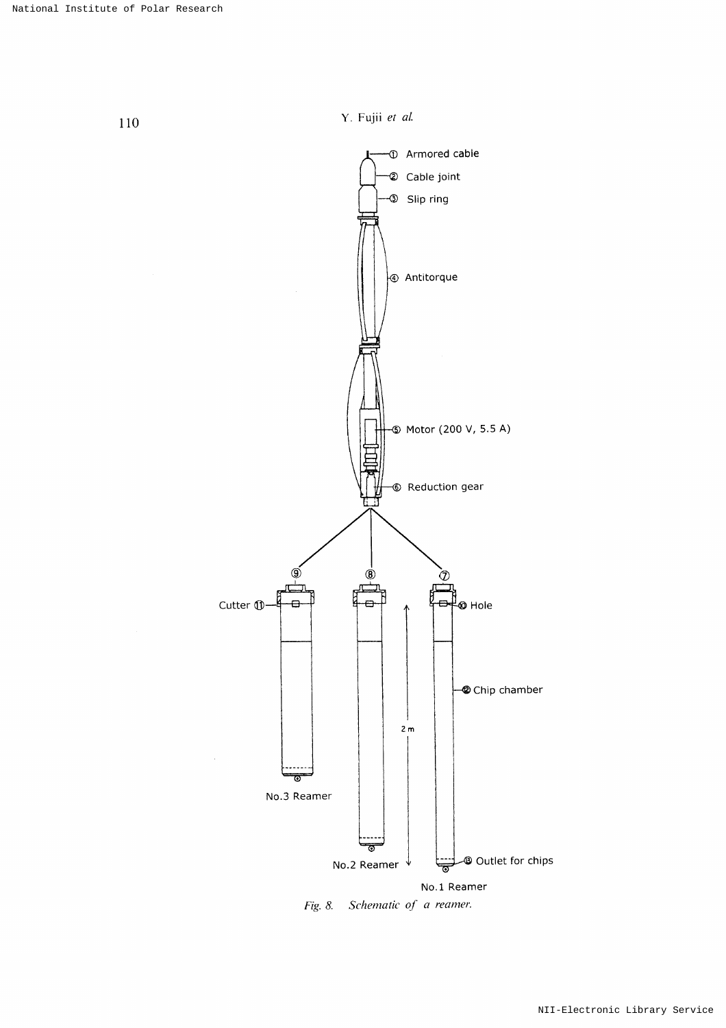Fig. 8. Schematic of a reamer.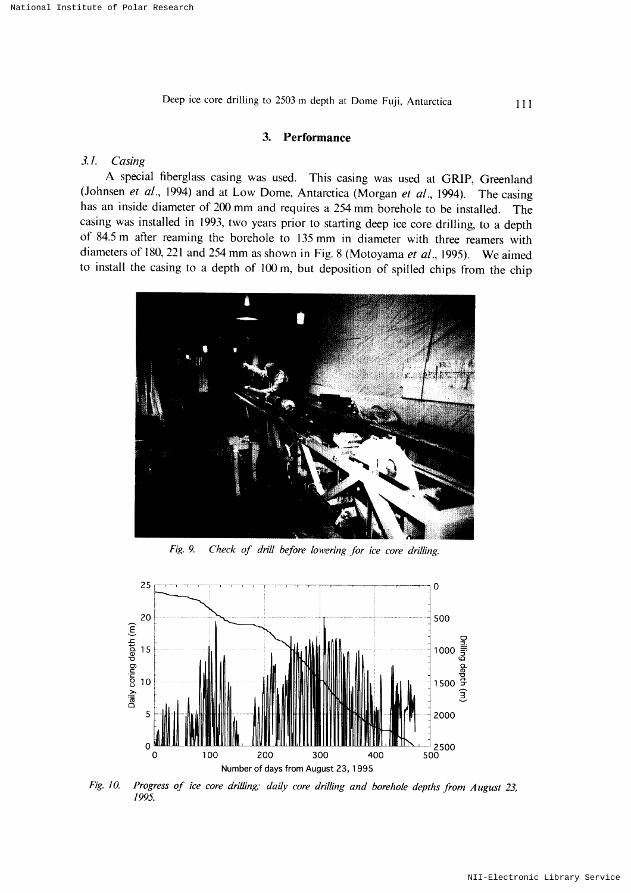## 3. Performance

### 3.1. Casing

A special fiberglass casing was used. This casing was used at GRIP, Greenland (Johnsen *et al*., 1994) and at Low Dome, Antarctica (Morgan *et al*., 1994). The casing has an inside diameter of 200 mm and requires a 254 mm borehole to be installed. The casing was installed in 1993, two years prior to starting deep ice core drilling, to a depth of 84.5 m after reaming the borehole to 135 mm in diameter with three reamers with diameters of 180, 221 and 254 mm as shown in Fig. 8 (Motoyama *et al*., 1995). We aimed to install the casing to a depth of 100 m, but deposition of spilled chips from the chip

*Fig. 9. Check of drill before lowering for ice core drilling.*

*Fig. 10. Progress of ice core drilling; daily core drilling and borehole depths from August 23, 1995.*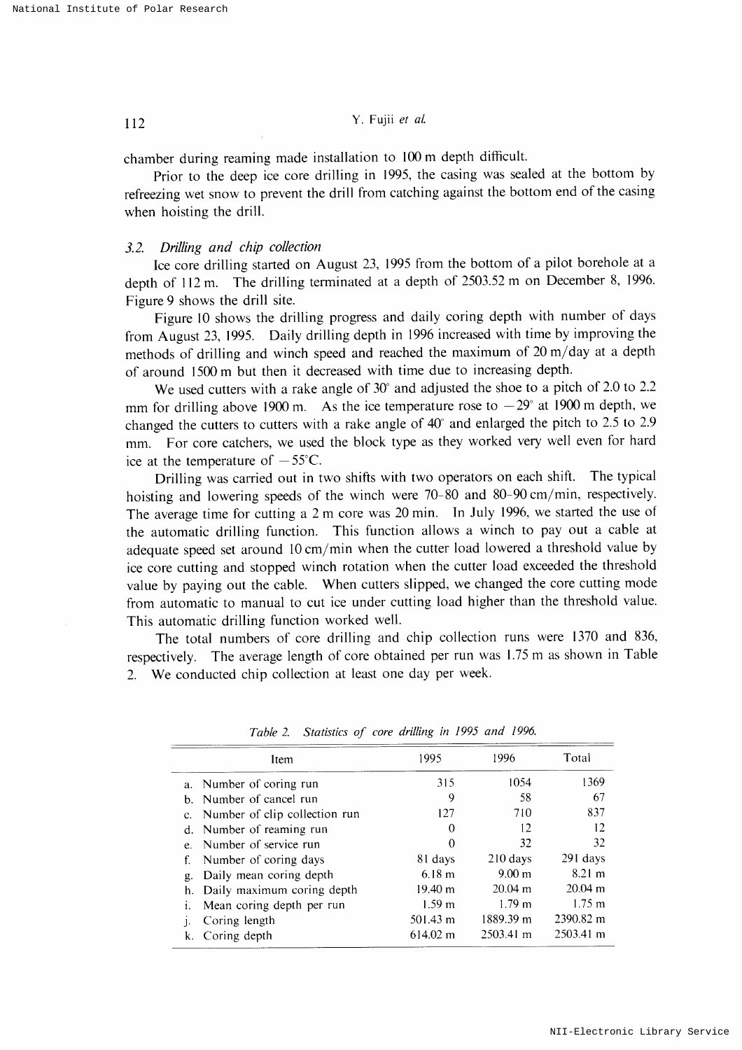chamber during reaming made installation to 100 m depth difficult.

Prior to the deep ice core drilling in 1995, the casing was sealed at the bottom by refreezing wet snow to prevent the drill from catching against the bottom end of the casing when hoisting the drill.

### 3.2. *Drilling and chip collection*

Ice core drilling started on August 23, 1995 from the bottom of a pilot borehole at a depth of 112 m. The drilling terminated at a depth of 2503.52 m on December 8, 1996. Figure 9 shows the drill site.

Figure 10 shows the drilling progress and daily coring depth with number of days from August 23, 1995. Daily drilling depth in 1996 increased with time by improving the methods of drilling and winch speed and reached the maximum of 20 m/day at a depth of around 1500 m but then it decreased with time due to increasing depth.

We used cutters with a rake angle of 30° and adjusted the shoe to a pitch of 2.0 to 2.2 mm for drilling above 1900 m. As the ice temperature rose to −29° at 1900 m depth, we changed the cutters to cutters with a rake angle of 40° and enlarged the pitch to 2.5 to 2.9 mm. For core catchers, we used the block type as they worked very well even for hard ice at the temperature of −55°C.

Drilling was carried out in two shifts with two operators on each shift. The typical hoisting and lowering speeds of the winch were 70–80 and 80–90 cm/min, respectively. The average time for cutting a 2 m core was 20 min. In July 1996, we started the use of the automatic drilling function. This function allows a winch to pay out a cable at adequate speed set around 10 cm/min when the cutter load lowered a threshold value by ice core cutting and stopped winch rotation when the cutter load exceeded the threshold value by paying out the cable. When cutters slipped, we changed the core cutting mode from automatic to manual to cut ice under cutting load higher than the threshold value. This automatic drilling function worked well.

The total numbers of core drilling and chip collection runs were 1370 and 836, respectively. The average length of core obtained per run was 1.75 m as shown in Table 2. We conducted chip collection at least one day per week.

*Table 2. Statistics of core drilling in 1995 and 1996.*

| Item | 1995 | 1996 | Total |
|---|---|---|---|
| a. Number of coring run | 315 | 1054 | 1369 |
| b. Number of cancel run | 9 | 58 | 67 |
| c. Number of clip collection run | 127 | 710 | 837 |
| d. Number of reaming run | 0 | 12 | 12 |
| e. Number of service run | 0 | 32 | 32 |
| f. Number of coring days | 81 days | 210 days | 291 days |
| g. Daily mean coring depth | 6.18 m | 9.00 m | 8.21 m |
| h. Daily maximum coring depth | 19.40 m | 20.04 m | 20.04 m |
| i. Mean coring depth per run | 1.59 m | 1.79 m | 1.75 m |
| j. Coring length | 501.43 m | 1889.39 m | 2390.82 m |
| k. Coring depth | 614.02 m | 2503.41 m | 2503.41 m |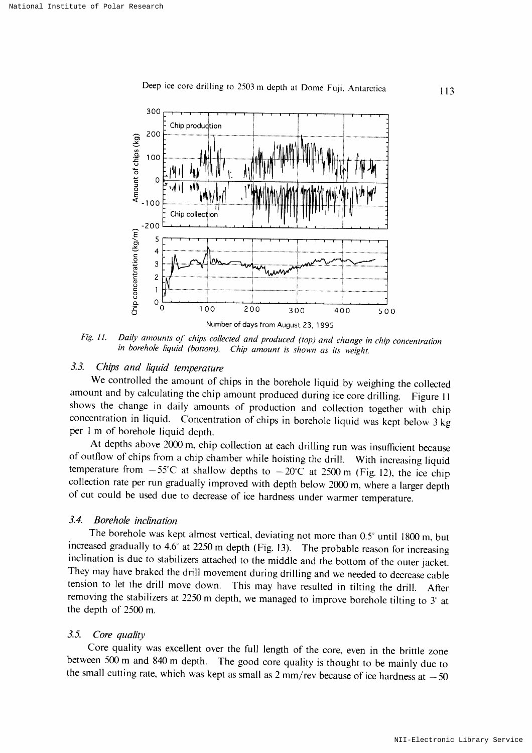Fig. 11. *Daily amounts of chips collected and produced (top) and change in chip concentration in borehole liquid (bottom). Chip amount is shown as its weight.*

### 3.3. *Chips and liquid temperature*

We controlled the amount of chips in the borehole liquid by weighing the collected amount and by calculating the chip amount produced during ice core drilling. Figure 11 shows the change in daily amounts of production and collection together with chip concentration in liquid. Concentration of chips in borehole liquid was kept below 3 kg per 1 m of borehole liquid depth.

At depths above 2000 m, chip collection at each drilling run was insufficient because of outflow of chips from a chip chamber while hoisting the drill. With increasing liquid temperature from −55°C at shallow depths to −20°C at 2500 m (Fig. 12), the ice chip collection rate per run gradually improved with depth below 2000 m, where a larger depth of cut could be used due to decrease of ice hardness under warmer temperature.

### 3.4. *Borehole inclination*

The borehole was kept almost vertical, deviating not more than 0.5° until 1800 m, but increased gradually to 4.6° at 2250 m depth (Fig. 13). The probable reason for increasing inclination is due to stabilizers attached to the middle and the bottom of the outer jacket. They may have braked the drill movement during drilling and we needed to decrease cable tension to let the drill move down. This may have resulted in tilting the drill. After removing the stabilizers at 2250 m depth, we managed to improve borehole tilting to 3° at the depth of 2500 m.

### 3.5. *Core quality*

Core quality was excellent over the full length of the core, even in the brittle zone between 500 m and 840 m depth. The good core quality is thought to be mainly due to the small cutting rate, which was kept as small as 2 mm/rev because of ice hardness at −50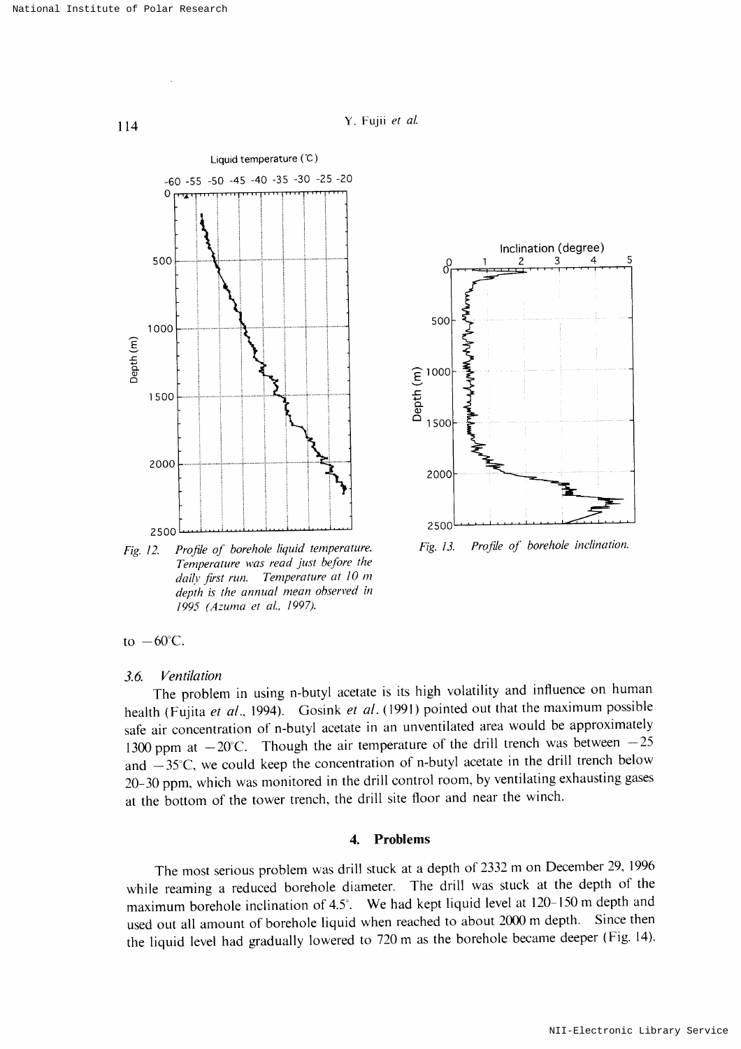Fig. 12. Profile of borehole liquid temperature. Temperature was read just before the daily first run. Temperature at 10 m depth is the annual mean observed in 1995 (Azuma et al., 1997).

Fig. 13. Profile of borehole inclination.

to −60°C.

### 3.6. Ventilation

The problem in using n-butyl acetate is its high volatility and influence on human health (Fujita *et al*., 1994). Gosink *et al*. (1991) pointed out that the maximum possible safe air concentration of n-butyl acetate in an unventilated area would be approximately 1300 ppm at −20°C. Though the air temperature of the drill trench was between −25 and −35°C, we could keep the concentration of n-butyl acetate in the drill trench below 20–30 ppm, which was monitored in the drill control room, by ventilating exhausting gases at the bottom of the tower trench, the drill site floor and near the winch.

## 4. Problems

The most serious problem was drill stuck at a depth of 2332 m on December 29, 1996 while reaming a reduced borehole diameter. The drill was stuck at the depth of the maximum borehole inclination of 4.5°. We had kept liquid level at 120–150 m depth and used out all amount of borehole liquid when reached to about 2000 m depth. Since then the liquid level had gradually lowered to 720 m as the borehole became deeper (Fig. 14).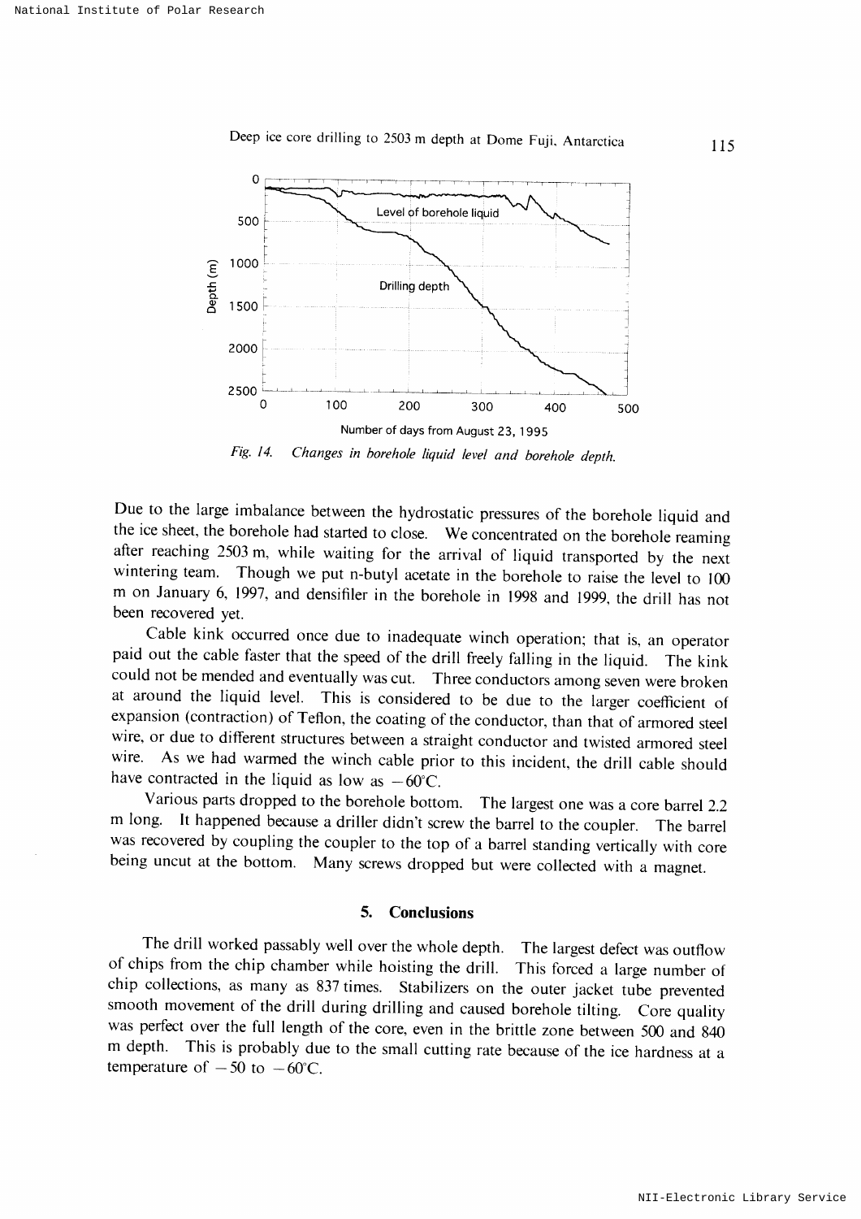*Fig. 14. Changes in borehole liquid level and borehole depth.*

Due to the large imbalance between the hydrostatic pressures of the borehole liquid and the ice sheet, the borehole had started to close. We concentrated on the borehole reaming after reaching 2503 m, while waiting for the arrival of liquid transported by the next wintering team. Though we put n-butyl acetate in the borehole to raise the level to 100 m on January 6, 1997, and densifiler in the borehole in 1998 and 1999, the drill has not been recovered yet.

Cable kink occurred once due to inadequate winch operation; that is, an operator paid out the cable faster that the speed of the drill freely falling in the liquid. The kink could not be mended and eventually was cut. Three conductors among seven were broken at around the liquid level. This is considered to be due to the larger coefficient of expansion (contraction) of Teflon, the coating of the conductor, than that of armored steel wire, or due to different structures between a straight conductor and twisted armored steel wire. As we had warmed the winch cable prior to this incident, the drill cable should have contracted in the liquid as low as $-60$°C.

Various parts dropped to the borehole bottom. The largest one was a core barrel 2.2 m long. It happened because a driller didn't screw the barrel to the coupler. The barrel was recovered by coupling the coupler to the top of a barrel standing vertically with core being uncut at the bottom. Many screws dropped but were collected with a magnet.

## 5. Conclusions

The drill worked passably well over the whole depth. The largest defect was outflow of chips from the chip chamber while hoisting the drill. This forced a large number of chip collections, as many as 837 times. Stabilizers on the outer jacket tube prevented smooth movement of the drill during drilling and caused borehole tilting. Core quality was perfect over the full length of the core, even in the brittle zone between 500 and 840 m depth. This is probably due to the small cutting rate because of the ice hardness at a temperature of $-50$ to $-60$°C.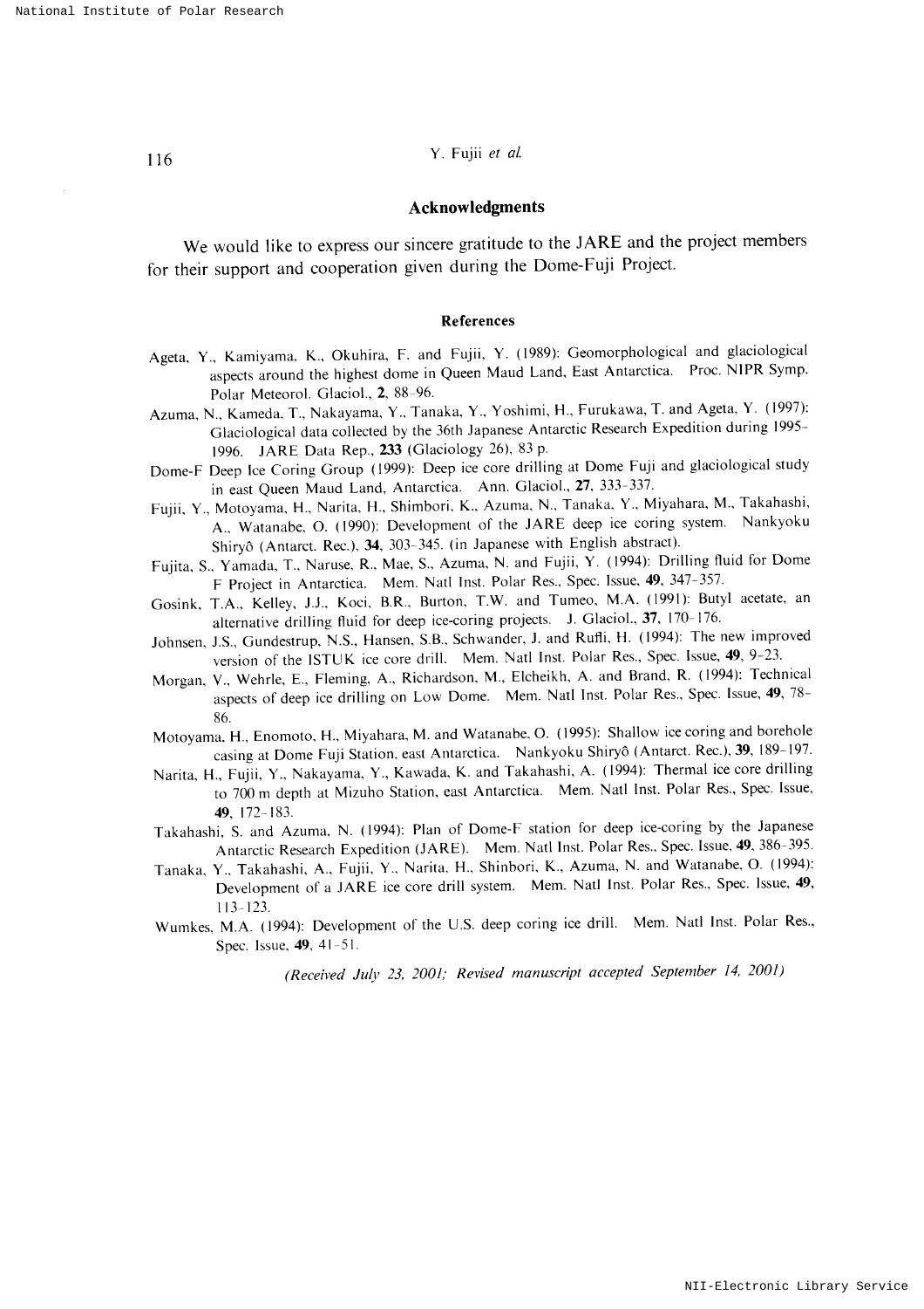## Acknowledgments

We would like to express our sincere gratitude to the JARE and the project members for their support and cooperation given during the Dome-Fuji Project.

## References

Ageta, Y., Kamiyama, K., Okuhira, F. and Fujii, Y. (1989): Geomorphological and glaciological aspects around the highest dome in Queen Maud Land, East Antarctica. Proc. NIPR Symp. Polar Meteorol. Glaciol., **2**, 88–96.

Azuma, N., Kameda, T., Nakayama, Y., Tanaka, Y., Yoshimi, H., Furukawa, T. and Ageta, Y. (1997): Glaciological data collected by the 36th Japanese Antarctic Research Expedition during 1995–1996. JARE Data Rep., **233** (Glaciology 26), 83 p.

Dome-F Deep Ice Coring Group (1999): Deep ice core drilling at Dome Fuji and glaciological study in east Queen Maud Land, Antarctica. Ann. Glaciol., **27**, 333–337.

Fujii, Y., Motoyama, H., Narita, H., Shimbori, K., Azuma, N., Tanaka, Y., Miyahara, M., Takahashi, A., Watanabe, O. (1990): Development of the JARE deep ice coring system. Nankyoku Shiryô (Antarct. Rec.), **34**, 303–345. (in Japanese with English abstract).

Fujita, S., Yamada, T., Naruse, R., Mae, S., Azuma, N. and Fujii, Y. (1994): Drilling fluid for Dome F Project in Antarctica. Mem. Natl Inst. Polar Res., Spec. Issue, **49**, 347–357.

Gosink, T.A., Kelley, J.J., Koci, B.R., Burton, T.W. and Tumeo, M.A. (1991): Butyl acetate, an alternative drilling fluid for deep ice-coring projects. J. Glaciol., **37**, 170–176.

Johnsen, J.S., Gundestrup, N.S., Hansen, S.B., Schwander, J. and Rufli, H. (1994): The new improved version of the ISTUK ice core drill. Mem. Natl Inst. Polar Res., Spec. Issue, **49**, 9–23.

Morgan, V., Wehrle, E., Fleming, A., Richardson, M., Elcheikh, A. and Brand, R. (1994): Technical aspects of deep ice drilling on Low Dome. Mem. Natl Inst. Polar Res., Spec. Issue, **49**, 78–86.

Motoyama, H., Enomoto, H., Miyahara, M. and Watanabe, O. (1995): Shallow ice coring and borehole casing at Dome Fuji Station, east Antarctica. Nankyoku Shiryô (Antarct. Rec.), **39**, 189–197.

Narita, H., Fujii, Y., Nakayama, Y., Kawada, K. and Takahashi, A. (1994): Thermal ice core drilling to 700 m depth at Mizuho Station, east Antarctica. Mem. Natl Inst. Polar Res., Spec. Issue, **49**, 172–183.

Takahashi, S. and Azuma, N. (1994): Plan of Dome-F station for deep ice-coring by the Japanese Antarctic Research Expedition (JARE). Mem. Natl Inst. Polar Res., Spec. Issue, **49**, 386–395.

Tanaka, Y., Takahashi, A., Fujii, Y., Narita, H., Shinbori, K., Azuma, N. and Watanabe, O. (1994): Development of a JARE ice core drill system. Mem. Natl Inst. Polar Res., Spec. Issue, **49**, 113–123.

Wumkes, M.A. (1994): Development of the U.S. deep coring ice drill. Mem. Natl Inst. Polar Res., Spec. Issue, **49**, 41–51.

*(Received July 23, 2001; Revised manuscript accepted September 14, 2001)*